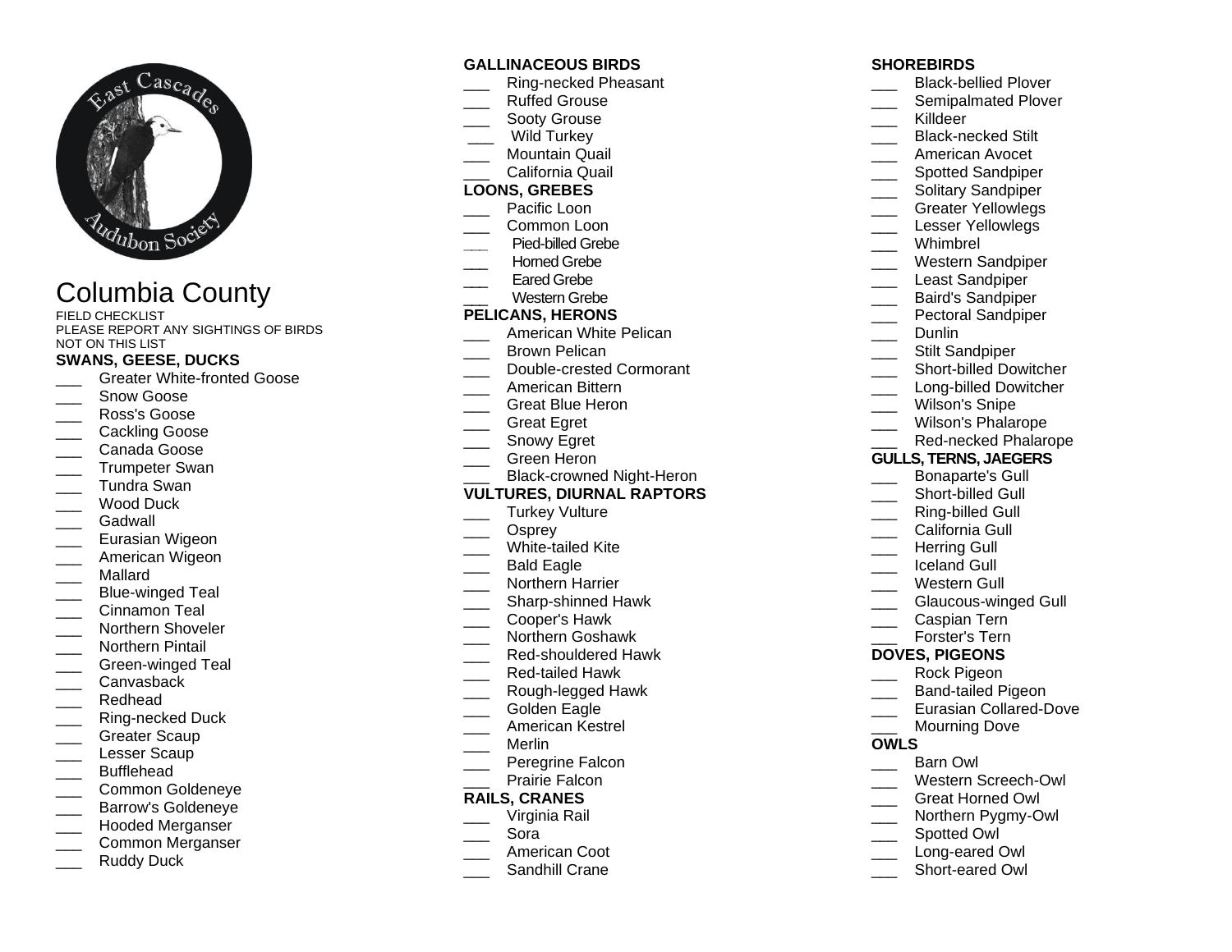# Columbia County

FIELD CHECKLIST
PLEASE REPORT ANY SIGHTINGS OF BIRDS NOT ON THIS LIST

## SWANS, GEESE, DUCKS

- ___ Greater White-fronted Goose
- ___ Snow Goose
- ___ Ross's Goose
- ___ Cackling Goose
- ___ Canada Goose
- ___ Trumpeter Swan
- ___ Tundra Swan
- ___ Wood Duck
- ___ Gadwall
- ___ Eurasian Wigeon
- ___ American Wigeon
- ___ Mallard
- ___ Blue-winged Teal
- ___ Cinnamon Teal
- ___ Northern Shoveler
- ___ Northern Pintail
- ___ Green-winged Teal
- ___ Canvasback
- ___ Redhead
- ___ Ring-necked Duck
- ___ Greater Scaup
- ___ Lesser Scaup
- ___ Bufflehead
- ___ Common Goldeneye
- ___ Barrow's Goldeneye
- ___ Hooded Merganser
- ___ Common Merganser
- ___ Ruddy Duck

## GALLINACEOUS BIRDS

- ___ Ring-necked Pheasant
- ___ Ruffed Grouse
- ___ Sooty Grouse
- ___ Wild Turkey
- ___ Mountain Quail
- ___ California Quail

## LOONS, GREBES

- ___ Pacific Loon
- ___ Common Loon
- ___ Pied-billed Grebe
- ___ Horned Grebe
- ___ Eared Grebe
- ___ Western Grebe

## PELICANS, HERONS

- ___ American White Pelican
- ___ Brown Pelican
- ___ Double-crested Cormorant
- ___ American Bittern
- ___ Great Blue Heron
- ___ Great Egret
- ___ Snowy Egret
- ___ Green Heron
- ___ Black-crowned Night-Heron

## VULTURES, DIURNAL RAPTORS

- ___ Turkey Vulture
- ___ Osprey
- ___ White-tailed Kite
- ___ Bald Eagle
- ___ Northern Harrier
- ___ Sharp-shinned Hawk
- ___ Cooper's Hawk
- ___ Northern Goshawk
- ___ Red-shouldered Hawk
- ___ Red-tailed Hawk
- ___ Rough-legged Hawk
- ___ Golden Eagle
- ___ American Kestrel
- ___ Merlin
- ___ Peregrine Falcon
- ___ Prairie Falcon

## RAILS, CRANES

- ___ Virginia Rail
- ___ Sora
- ___ American Coot
- ___ Sandhill Crane

## SHOREBIRDS

- ___ Black-bellied Plover
- ___ Semipalmated Plover
- ___ Killdeer
- ___ Black-necked Stilt
- ___ American Avocet
- ___ Spotted Sandpiper
- ___ Solitary Sandpiper
- ___ Greater Yellowlegs
- ___ Lesser Yellowlegs
- ___ Whimbrel
- ___ Western Sandpiper
- ___ Least Sandpiper
- ___ Baird's Sandpiper
- ___ Pectoral Sandpiper
- ___ Dunlin
- ___ Stilt Sandpiper
- ___ Short-billed Dowitcher
- ___ Long-billed Dowitcher
- ___ Wilson's Snipe
- ___ Wilson's Phalarope
- ___ Red-necked Phalarope

## GULLS, TERNS, JAEGERS

- ___ Bonaparte's Gull
- ___ Short-billed Gull
- ___ Ring-billed Gull
- ___ California Gull
- ___ Herring Gull
- ___ Iceland Gull
- ___ Western Gull
- ___ Glaucous-winged Gull
- ___ Caspian Tern
- ___ Forster's Tern

## DOVES, PIGEONS

- ___ Rock Pigeon
- ___ Band-tailed Pigeon
- ___ Eurasian Collared-Dove
- ___ Mourning Dove

## OWLS

- ___ Barn Owl
- ___ Western Screech-Owl
- ___ Great Horned Owl
- ___ Northern Pygmy-Owl
- ___ Spotted Owl
- ___ Long-eared Owl
- ___ Short-eared Owl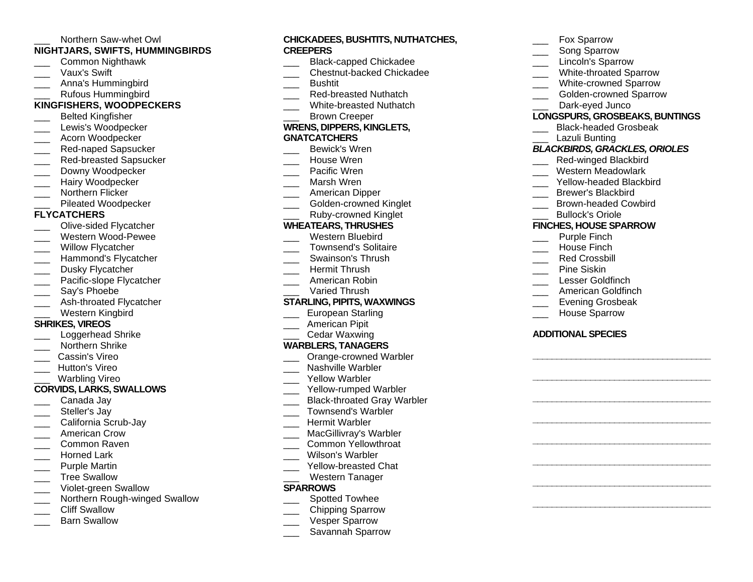- ___ Northern Saw-whet Owl

**NIGHTJARS, SWIFTS, HUMMINGBIRDS**

- ___ Common Nighthawk
- ___ Vaux's Swift
- ___ Anna's Hummingbird
- ___ Rufous Hummingbird

**KINGFISHERS, WOODPECKERS**

- ___ Belted Kingfisher
- ___ Lewis's Woodpecker
- ___ Acorn Woodpecker
- ___ Red-naped Sapsucker
- ___ Red-breasted Sapsucker
- ___ Downy Woodpecker
- ___ Hairy Woodpecker
- ___ Northern Flicker
- ___ Pileated Woodpecker

**FLYCATCHERS**

- ___ Olive-sided Flycatcher
- ___ Western Wood-Pewee
- ___ Willow Flycatcher
- ___ Hammond's Flycatcher
- ___ Dusky Flycatcher
- ___ Pacific-slope Flycatcher
- ___ Say's Phoebe
- ___ Ash-throated Flycatcher
- ___ Western Kingbird

**SHRIKES, VIREOS**

- ___ Loggerhead Shrike
- ___ Northern Shrike
- ___ Cassin's Vireo
- ___ Hutton's Vireo
- ___ Warbling Vireo

**CORVIDS, LARKS, SWALLOWS**

- ___ Canada Jay
- ___ Steller's Jay
- ___ California Scrub-Jay
- ___ American Crow
- ___ Common Raven
- ___ Horned Lark
- ___ Purple Martin
- ___ Tree Swallow
- ___ Violet-green Swallow
- ___ Northern Rough-winged Swallow
- ___ Cliff Swallow
- ___ Barn Swallow

**CHICKADEES, BUSHTITS, NUTHATCHES, CREEPERS**

- ___ Black-capped Chickadee
- ___ Chestnut-backed Chickadee
- ___ Bushtit
- ___ Red-breasted Nuthatch
- ___ White-breasted Nuthatch
- ___ Brown Creeper

**WRENS, DIPPERS, KINGLETS, GNATCATCHERS**

- ___ Bewick's Wren
- ___ House Wren
- ___ Pacific Wren
- ___ Marsh Wren
- ___ American Dipper
- ___ Golden-crowned Kinglet
- ___ Ruby-crowned Kinglet

**WHEATEARS, THRUSHES**

- ___ Western Bluebird
- ___ Townsend's Solitaire
- ___ Swainson's Thrush
- ___ Hermit Thrush
- ___ American Robin
- ___ Varied Thrush

**STARLING, PIPITS, WAXWINGS**

- ___ European Starling
- ___ American Pipit
- ___ Cedar Waxwing

**WARBLERS, TANAGERS**

- ___ Orange-crowned Warbler
- ___ Nashville Warbler
- ___ Yellow Warbler
- ___ Yellow-rumped Warbler
- ___ Black-throated Gray Warbler
- ___ Townsend's Warbler
- ___ Hermit Warbler
- ___ MacGillivray's Warbler
- ___ Common Yellowthroat
- ___ Wilson's Warbler
- ___ Yellow-breasted Chat
- ___ Western Tanager

**SPARROWS**

- ___ Spotted Towhee
- ___ Chipping Sparrow
- ___ Vesper Sparrow
- ___ Savannah Sparrow
- ___ Fox Sparrow
- ___ Song Sparrow
- ___ Lincoln's Sparrow
- ___ White-throated Sparrow
- ___ White-crowned Sparrow
- ___ Golden-crowned Sparrow
- ___ Dark-eyed Junco

**LONGSPURS, GROSBEAKS, BUNTINGS**

- ___ Black-headed Grosbeak
- ___ Lazuli Bunting

***BLACKBIRDS, GRACKLES, ORIOLES***

- ___ Red-winged Blackbird
- ___ Western Meadowlark
- ___ Yellow-headed Blackbird
- ___ Brewer's Blackbird
- ___ Brown-headed Cowbird
- ___ Bullock's Oriole

**FINCHES, HOUSE SPARROW**

- ___ Purple Finch
- ___ House Finch
- ___ Red Crossbill
- ___ Pine Siskin
- ___ Lesser Goldfinch
- ___ American Goldfinch
- ___ Evening Grosbeak
- ___ House Sparrow

**ADDITIONAL SPECIES**

______________________________

______________________________

______________________________

______________________________

______________________________

______________________________

______________________________

______________________________